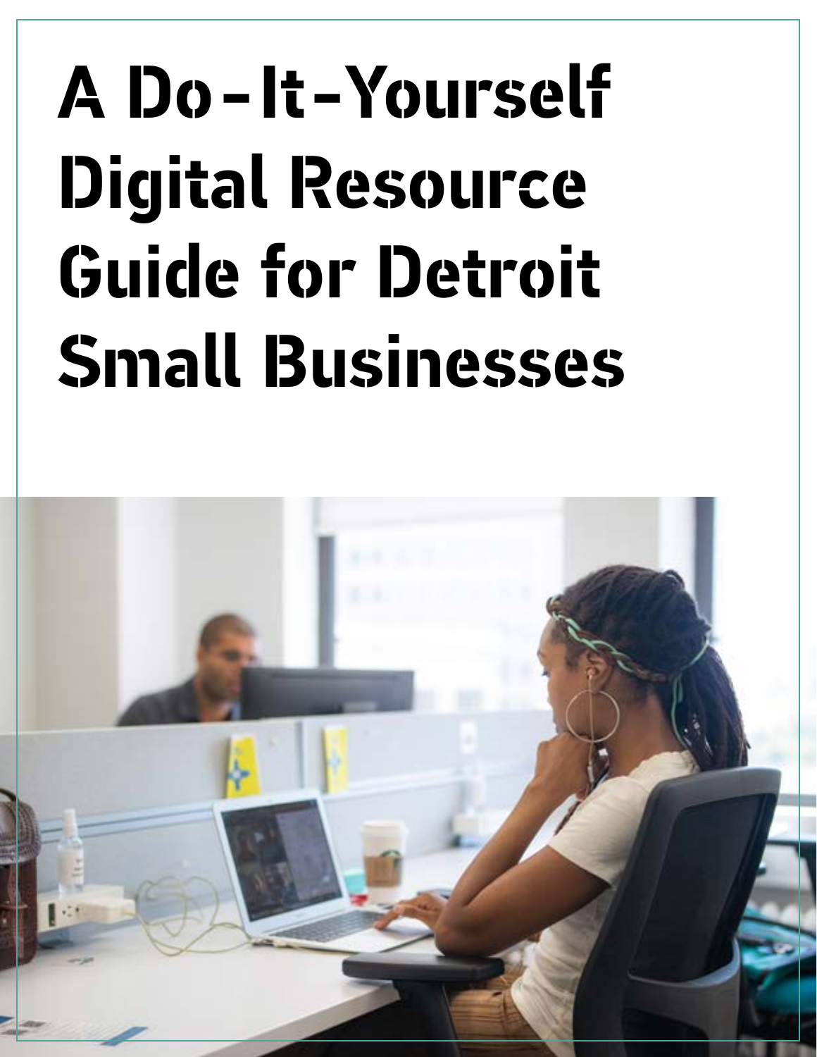# A Do-It-Yourself Digital Resource Guide for Detroit Small Businesses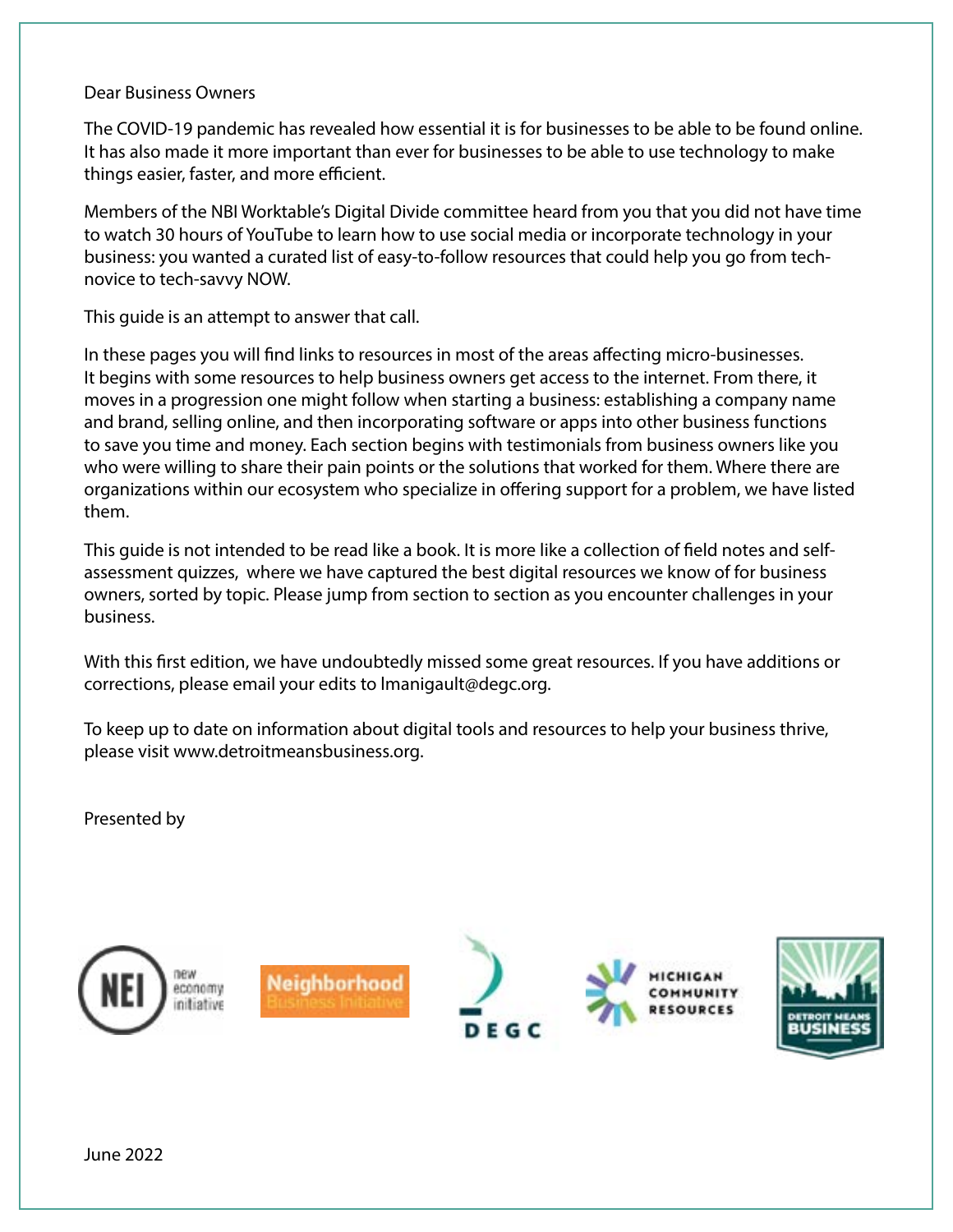Dear Business Owners

The COVID-19 pandemic has revealed how essential it is for businesses to be able to be found online. It has also made it more important than ever for businesses to be able to use technology to make things easier, faster, and more efficient.

Members of the NBI Worktable's Digital Divide committee heard from you that you did not have time to watch 30 hours of YouTube to learn how to use social media or incorporate technology in your business: you wanted a curated list of easy-to-follow resources that could help you go from tech-novice to tech-savvy NOW.

This guide is an attempt to answer that call.

In these pages you will find links to resources in most of the areas affecting micro-businesses. It begins with some resources to help business owners get access to the internet. From there, it moves in a progression one might follow when starting a business: establishing a company name and brand, selling online, and then incorporating software or apps into other business functions to save you time and money. Each section begins with testimonials from business owners like you who were willing to share their pain points or the solutions that worked for them. Where there are organizations within our ecosystem who specialize in offering support for a problem, we have listed them.

This guide is not intended to be read like a book. It is more like a collection of field notes and self-assessment quizzes, where we have captured the best digital resources we know of for business owners, sorted by topic. Please jump from section to section as you encounter challenges in your business.

With this first edition, we have undoubtedly missed some great resources. If you have additions or corrections, please email your edits to lmanigault@degc.org.

To keep up to date on information about digital tools and resources to help your business thrive, please visit www.detroitmeansbusiness.org.

Presented by

NEI new economy initiative | Neighborhood Business Initiative | DEGC | Michigan Community Resources | Detroit Means Business

June 2022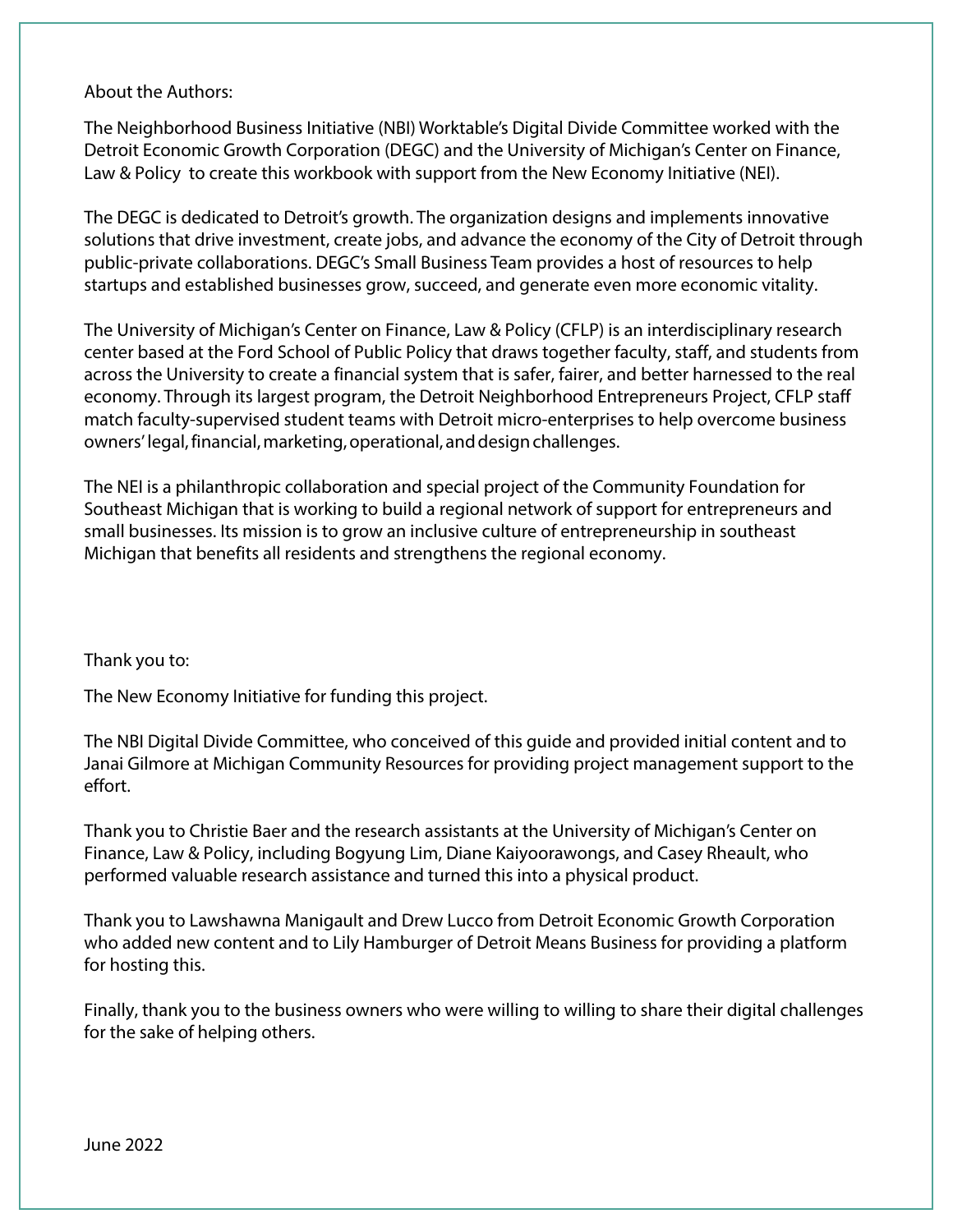About the Authors:

The Neighborhood Business Initiative (NBI) Worktable's Digital Divide Committee worked with the Detroit Economic Growth Corporation (DEGC) and the University of Michigan's Center on Finance, Law & Policy to create this workbook with support from the New Economy Initiative (NEI).

The DEGC is dedicated to Detroit's growth. The organization designs and implements innovative solutions that drive investment, create jobs, and advance the economy of the City of Detroit through public-private collaborations. DEGC's Small Business Team provides a host of resources to help startups and established businesses grow, succeed, and generate even more economic vitality.

The University of Michigan's Center on Finance, Law & Policy (CFLP) is an interdisciplinary research center based at the Ford School of Public Policy that draws together faculty, staff, and students from across the University to create a financial system that is safer, fairer, and better harnessed to the real economy. Through its largest program, the Detroit Neighborhood Entrepreneurs Project, CFLP staff match faculty-supervised student teams with Detroit micro-enterprises to help overcome business owners' legal, financial, marketing, operational, and design challenges.

The NEI is a philanthropic collaboration and special project of the Community Foundation for Southeast Michigan that is working to build a regional network of support for entrepreneurs and small businesses. Its mission is to grow an inclusive culture of entrepreneurship in southeast Michigan that benefits all residents and strengthens the regional economy.

Thank you to:

The New Economy Initiative for funding this project.

The NBI Digital Divide Committee, who conceived of this guide and provided initial content and to Janai Gilmore at Michigan Community Resources for providing project management support to the effort.

Thank you to Christie Baer and the research assistants at the University of Michigan's Center on Finance, Law & Policy, including Bogyung Lim, Diane Kaiyoorawongs, and Casey Rheault, who performed valuable research assistance and turned this into a physical product.

Thank you to Lawshawna Manigault and Drew Lucco from Detroit Economic Growth Corporation who added new content and to Lily Hamburger of Detroit Means Business for providing a platform for hosting this.

Finally, thank you to the business owners who were willing to willing to share their digital challenges for the sake of helping others.

June 2022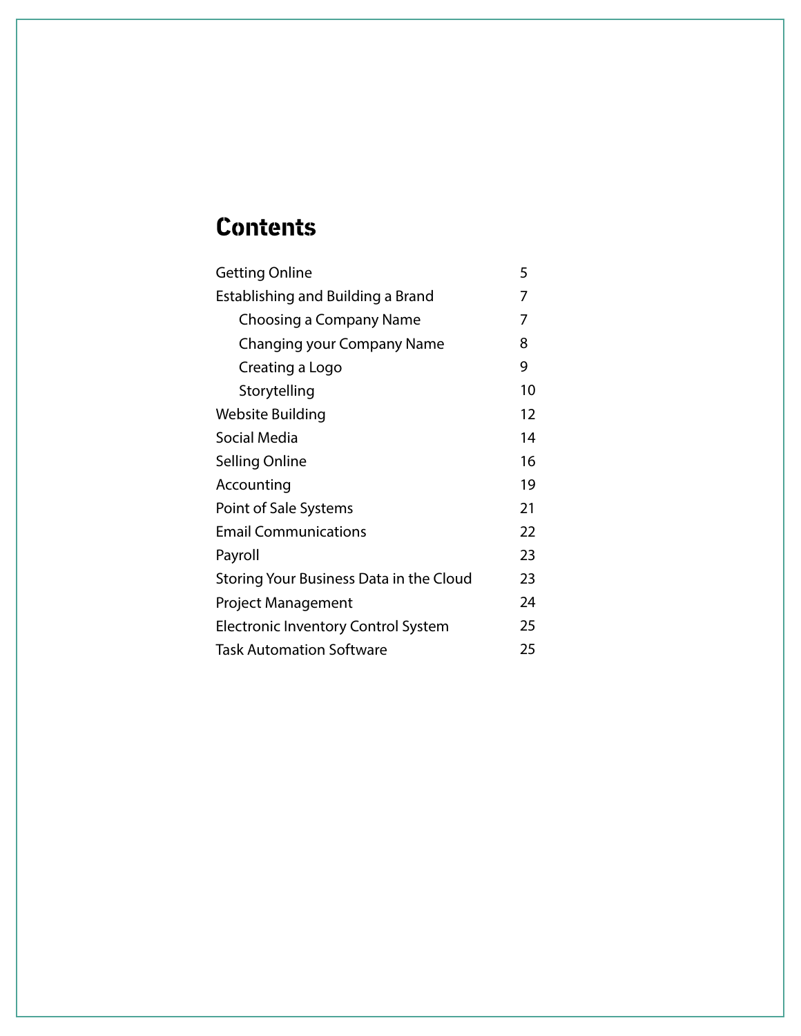# Contents

| | |
|---|---|
| Getting Online | 5 |
| Establishing and Building a Brand | 7 |
| &nbsp;&nbsp;&nbsp;&nbsp;Choosing a Company Name | 7 |
| &nbsp;&nbsp;&nbsp;&nbsp;Changing your Company Name | 8 |
| &nbsp;&nbsp;&nbsp;&nbsp;Creating a Logo | 9 |
| &nbsp;&nbsp;&nbsp;&nbsp;Storytelling | 10 |
| Website Building | 12 |
| Social Media | 14 |
| Selling Online | 16 |
| Accounting | 19 |
| Point of Sale Systems | 21 |
| Email Communications | 22 |
| Payroll | 23 |
| Storing Your Business Data in the Cloud | 23 |
| Project Management | 24 |
| Electronic Inventory Control System | 25 |
| Task Automation Software | 25 |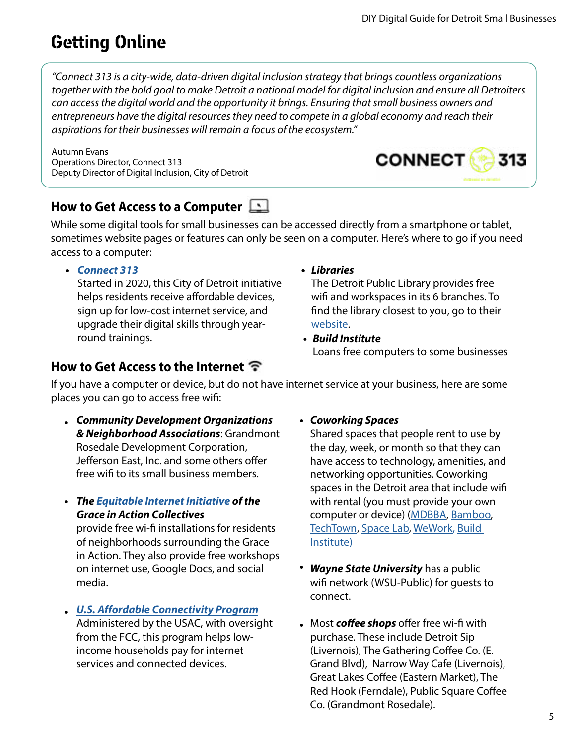# Getting Online

> *"Connect 313 is a city-wide, data-driven digital inclusion strategy that brings countless organizations together with the bold goal to make Detroit a national model for digital inclusion and ensure all Detroiters can access the digital world and the opportunity it brings. Ensuring that small business owners and entrepreneurs have the digital resources they need to compete in a global economy and reach their aspirations for their businesses will remain a focus of the ecosystem."*
>
> Autumn Evans
> Operations Director, Connect 313
> Deputy Director of Digital Inclusion, City of Detroit

## How to Get Access to a Computer

While some digital tools for small businesses can be accessed directly from a smartphone or tablet, sometimes website pages or features can only be seen on a computer. Here's where to go if you need access to a computer:

- ***Connect 313***
  Started in 2020, this City of Detroit initiative helps residents receive affordable devices, sign up for low-cost internet service, and upgrade their digital skills through year-round trainings.
- ***Libraries***
  The Detroit Public Library provides free wifi and workspaces in its 6 branches. To find the library closest to you, go to their website.
- ***Build Institute***
  Loans free computers to some businesses

## How to Get Access to the Internet

If you have a computer or device, but do not have internet service at your business, here are some places you can go to access free wifi:

- ***Community Development Organizations & Neighborhood Associations***: Grandmont Rosedale Development Corporation, Jefferson East, Inc. and some others offer free wifi to its small business members.
- ***The Equitable Internet Initiative of the Grace in Action Collectives***
  provide free wi-fi installations for residents of neighborhoods surrounding the Grace in Action. They also provide free workshops on internet use, Google Docs, and social media.
- ***U.S. Affordable Connectivity Program***
  Administered by the USAC, with oversight from the FCC, this program helps low-income households pay for internet services and connected devices.
- ***Coworking Spaces***
  Shared spaces that people rent to use by the day, week, or month so that they can have access to technology, amenities, and networking opportunities. Coworking spaces in the Detroit area that include wifi with rental (you must provide your own computer or device) (MDBBA, Bamboo, TechTown, Space Lab, WeWork, Build Institute)
- ***Wayne State University*** has a public wifi network (WSU-Public) for guests to connect.
- Most ***coffee shops*** offer free wi-fi with purchase. These include Detroit Sip (Livernois), The Gathering Coffee Co. (E. Grand Blvd), Narrow Way Cafe (Livernois), Great Lakes Coffee (Eastern Market), The Red Hook (Ferndale), Public Square Coffee Co. (Grandmont Rosedale).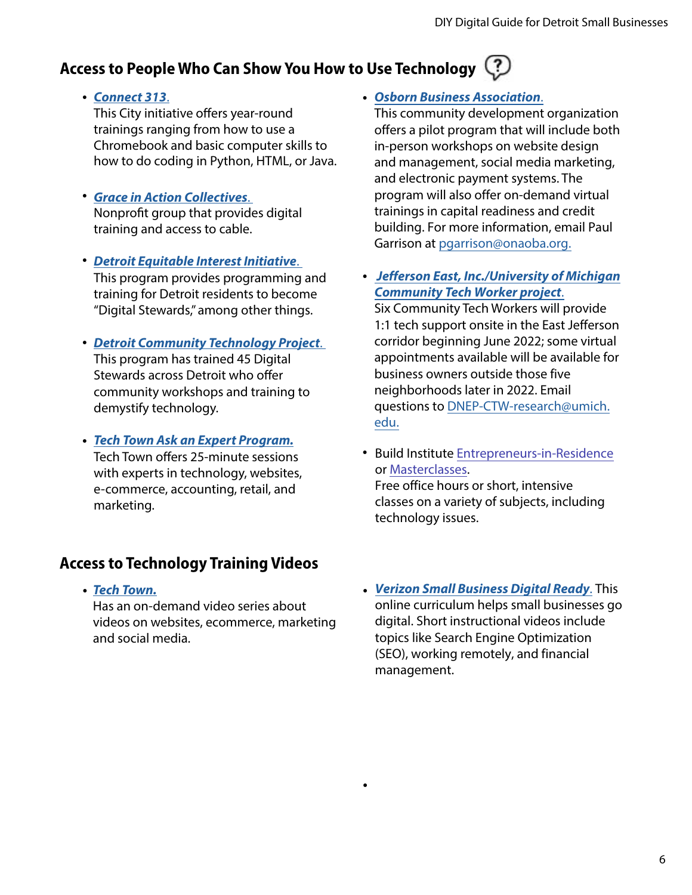## Access to People Who Can Show You How to Use Technology

- ***Connect 313.***
  This City initiative offers year-round trainings ranging from how to use a Chromebook and basic computer skills to how to do coding in Python, HTML, or Java.

- ***Grace in Action Collectives.***
  Nonprofit group that provides digital training and access to cable.

- ***Detroit Equitable Interest Initiative.***
  This program provides programming and training for Detroit residents to become "Digital Stewards," among other things.

- ***Detroit Community Technology Project.***
  This program has trained 45 Digital Stewards across Detroit who offer community workshops and training to demystify technology.

- ***Tech Town Ask an Expert Program.***
  Tech Town offers 25-minute sessions with experts in technology, websites, e-commerce, accounting, retail, and marketing.

- ***Osborn Business Association.***
  This community development organization offers a pilot program that will include both in-person workshops on website design and management, social media marketing, and electronic payment systems. The program will also offer on-demand virtual trainings in capital readiness and credit building. For more information, email Paul Garrison at pgarrison@onaoba.org.

- ***Jefferson East, Inc./University of Michigan Community Tech Worker project.***
  Six Community Tech Workers will provide 1:1 tech support onsite in the East Jefferson corridor beginning June 2022; some virtual appointments available will be available for business owners outside those five neighborhoods later in 2022. Email questions to DNEP-CTW-research@umich.edu.

- Build Institute Entrepreneurs-in-Residence or Masterclasses.
  Free office hours or short, intensive classes on a variety of subjects, including technology issues.

## Access to Technology Training Videos

- ***Tech Town.***
  Has an on-demand video series about videos on websites, ecommerce, marketing and social media.

- ***Verizon Small Business Digital Ready.*** This online curriculum helps small businesses go digital. Short instructional videos include topics like Search Engine Optimization (SEO), working remotely, and financial management.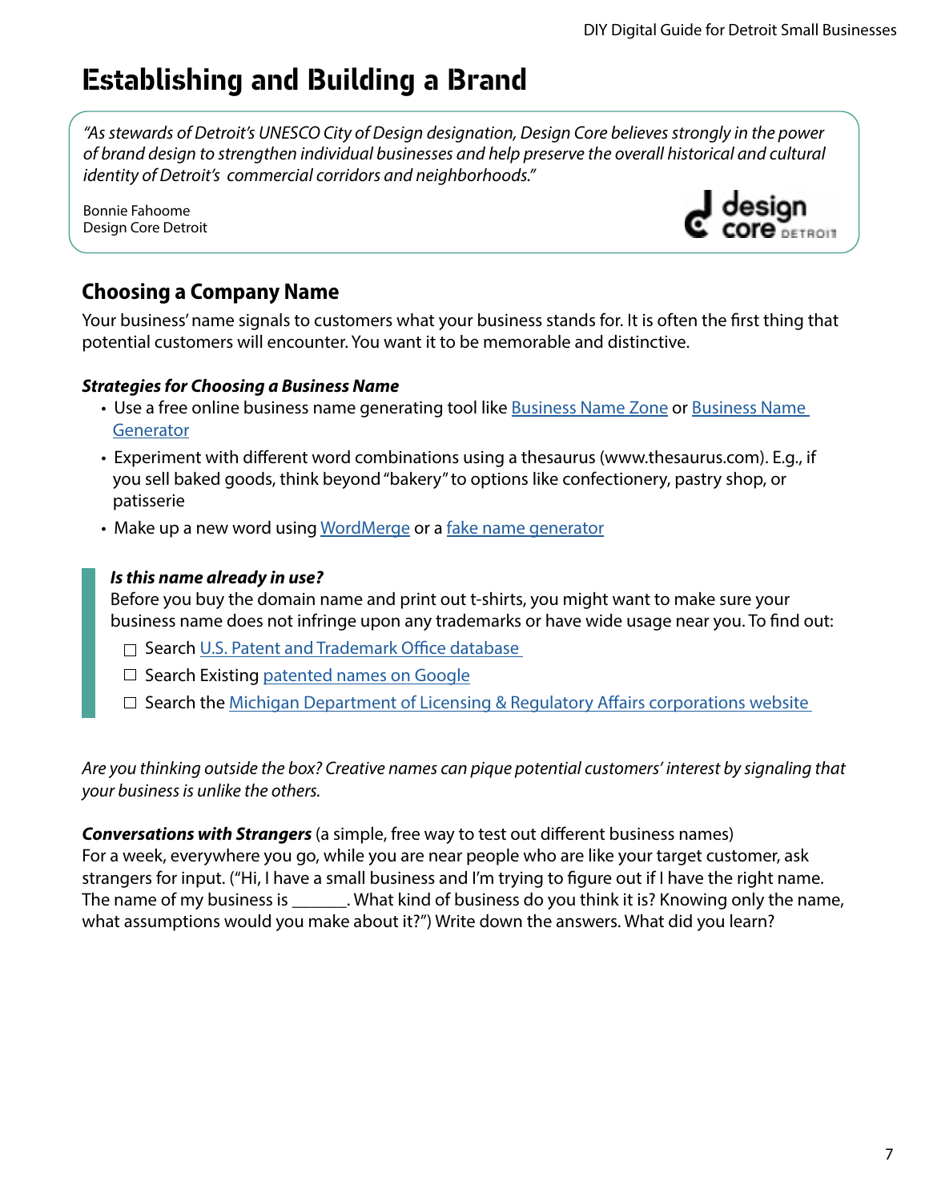# Establishing and Building a Brand

> *"As stewards of Detroit's UNESCO City of Design designation, Design Core believes strongly in the power of brand design to strengthen individual businesses and help preserve the overall historical and cultural identity of Detroit's commercial corridors and neighborhoods."*
>
> Bonnie Fahoome
> Design Core Detroit

## Choosing a Company Name

Your business' name signals to customers what your business stands for. It is often the first thing that potential customers will encounter. You want it to be memorable and distinctive.

### *Strategies for Choosing a Business Name*

- Use a free online business name generating tool like Business Name Zone or Business Name Generator
- Experiment with different word combinations using a thesaurus (www.thesaurus.com). E.g., if you sell baked goods, think beyond "bakery" to options like confectionery, pastry shop, or patisserie
- Make up a new word using WordMerge or a fake name generator

> ***Is this name already in use?***
> Before you buy the domain name and print out t-shirts, you might want to make sure your business name does not infringe upon any trademarks or have wide usage near you. To find out:
>
> - ☐ Search U.S. Patent and Trademark Office database
> - ☐ Search Existing patented names on Google
> - ☐ Search the Michigan Department of Licensing & Regulatory Affairs corporations website

*Are you thinking outside the box? Creative names can pique potential customers' interest by signaling that your business is unlike the others.*

***Conversations with Strangers*** (a simple, free way to test out different business names)
For a week, everywhere you go, while you are near people who are like your target customer, ask strangers for input. ("Hi, I have a small business and I'm trying to figure out if I have the right name. The name of my business is ______. What kind of business do you think it is? Knowing only the name, what assumptions would you make about it?") Write down the answers. What did you learn?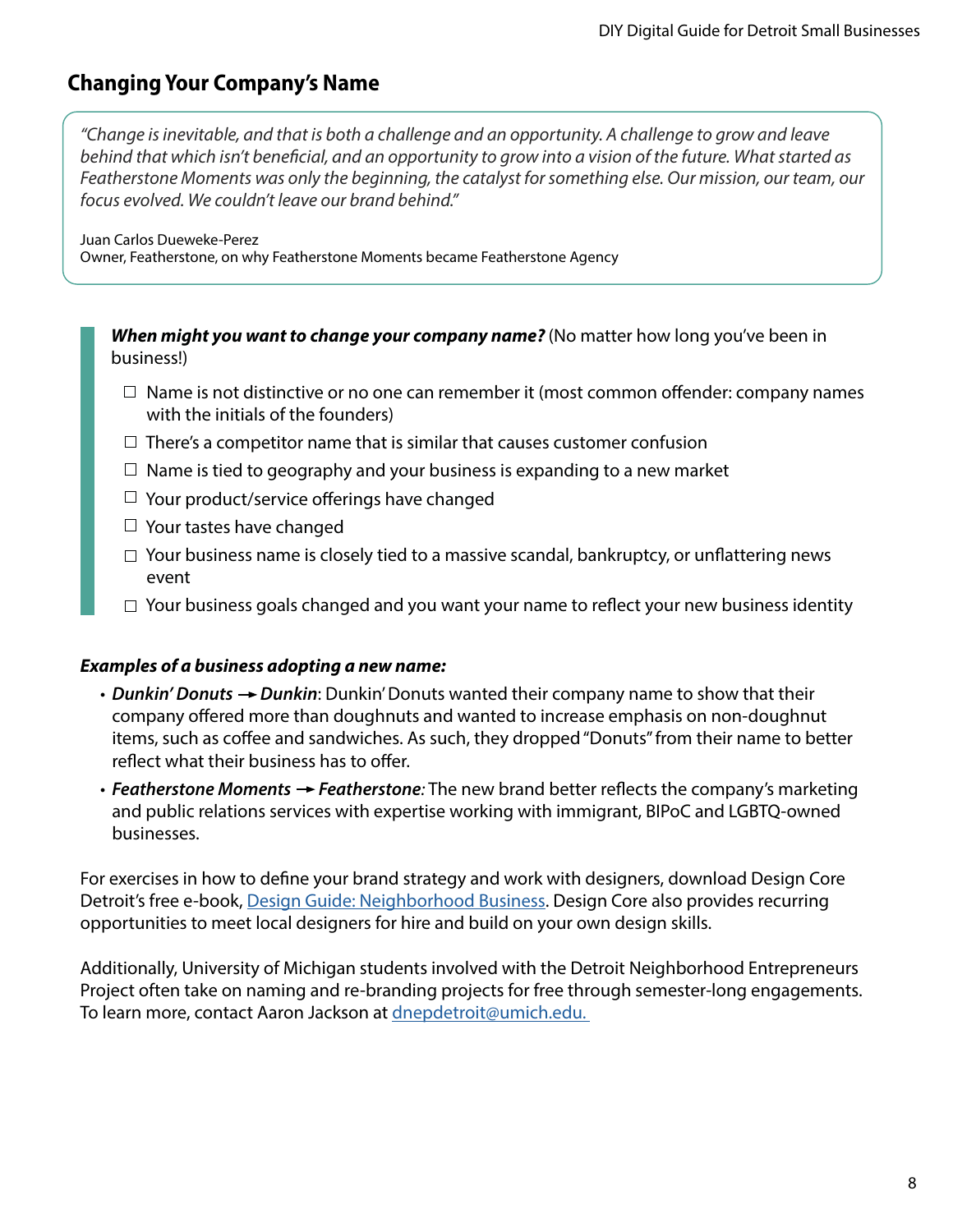## Changing Your Company's Name

> *"Change is inevitable, and that is both a challenge and an opportunity. A challenge to grow and leave behind that which isn't beneficial, and an opportunity to grow into a vision of the future. What started as Featherstone Moments was only the beginning, the catalyst for something else. Our mission, our team, our focus evolved. We couldn't leave our brand behind."*
>
> Juan Carlos Dueweke-Perez
> Owner, Featherstone, on why Featherstone Moments became Featherstone Agency

***When might you want to change your company name?*** (No matter how long you've been in business!)

- ☐ Name is not distinctive or no one can remember it (most common offender: company names with the initials of the founders)
- ☐ There's a competitor name that is similar that causes customer confusion
- ☐ Name is tied to geography and your business is expanding to a new market
- ☐ Your product/service offerings have changed
- ☐ Your tastes have changed
- ☐ Your business name is closely tied to a massive scandal, bankruptcy, or unflattering news event
- ☐ Your business goals changed and you want your name to reflect your new business identity

***Examples of a business adopting a new name:***

- ***Dunkin' Donuts → Dunkin***: Dunkin' Donuts wanted their company name to show that their company offered more than doughnuts and wanted to increase emphasis on non-doughnut items, such as coffee and sandwiches. As such, they dropped "Donuts" from their name to better reflect what their business has to offer.
- ***Featherstone Moments → Featherstone***: The new brand better reflects the company's marketing and public relations services with expertise working with immigrant, BIPoC and LGBTQ-owned businesses.

For exercises in how to define your brand strategy and work with designers, download Design Core Detroit's free e-book, Design Guide: Neighborhood Business. Design Core also provides recurring opportunities to meet local designers for hire and build on your own design skills.

Additionally, University of Michigan students involved with the Detroit Neighborhood Entrepreneurs Project often take on naming and re-branding projects for free through semester-long engagements. To learn more, contact Aaron Jackson at dnepdetroit@umich.edu.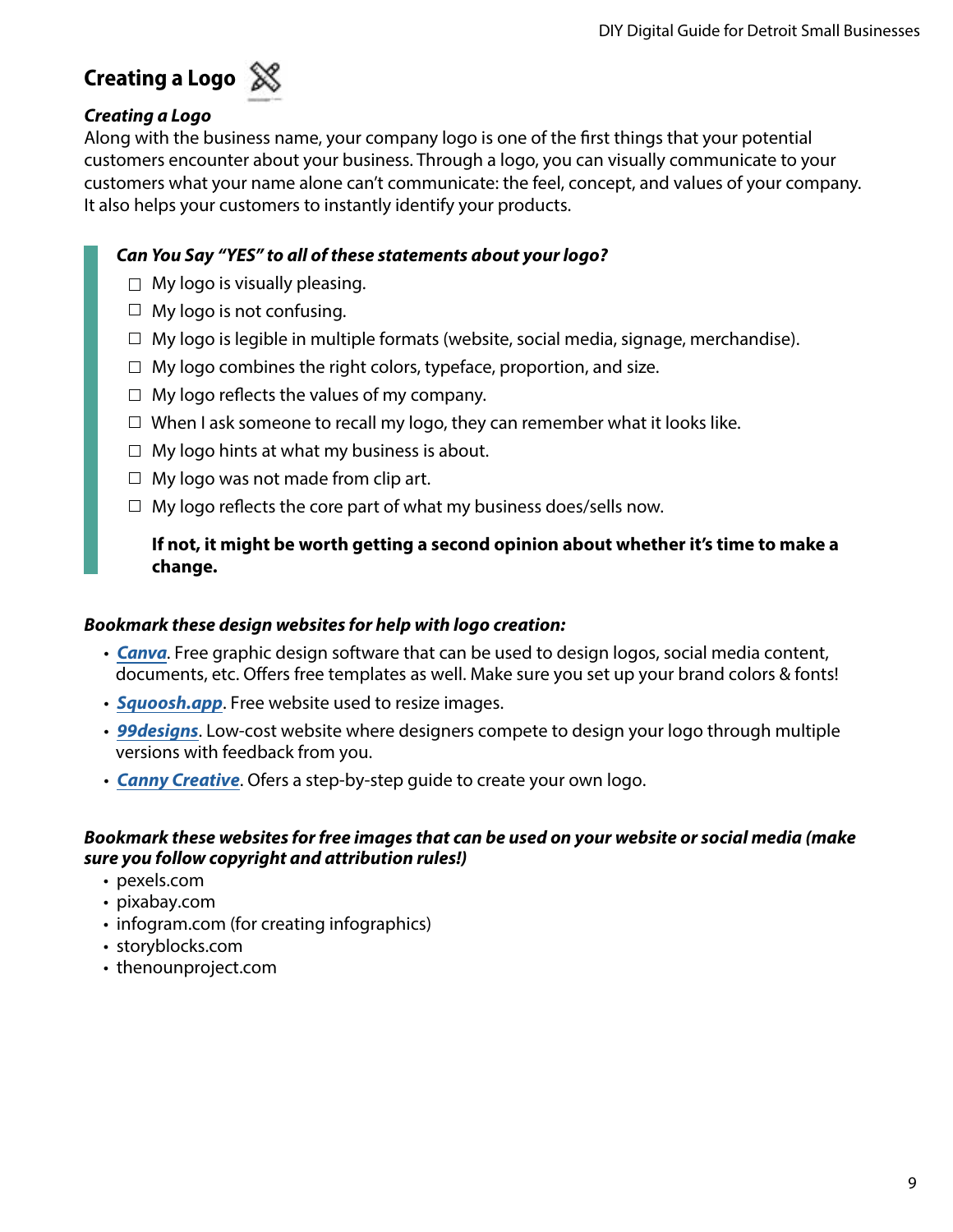## Creating a Logo

***Creating a Logo***

Along with the business name, your company logo is one of the first things that your potential customers encounter about your business. Through a logo, you can visually communicate to your customers what your name alone can't communicate: the feel, concept, and values of your company. It also helps your customers to instantly identify your products.

***Can You Say "YES" to all of these statements about your logo?***

- ☐ My logo is visually pleasing.
- ☐ My logo is not confusing.
- ☐ My logo is legible in multiple formats (website, social media, signage, merchandise).
- ☐ My logo combines the right colors, typeface, proportion, and size.
- ☐ My logo reflects the values of my company.
- ☐ When I ask someone to recall my logo, they can remember what it looks like.
- ☐ My logo hints at what my business is about.
- ☐ My logo was not made from clip art.
- ☐ My logo reflects the core part of what my business does/sells now.

**If not, it might be worth getting a second opinion about whether it's time to make a change.**

***Bookmark these design websites for help with logo creation:***

- ***Canva***. Free graphic design software that can be used to design logos, social media content, documents, etc. Offers free templates as well. Make sure you set up your brand colors & fonts!
- ***Squoosh.app***. Free website used to resize images.
- ***99designs***. Low-cost website where designers compete to design your logo through multiple versions with feedback from you.
- ***Canny Creative***. Ofers a step-by-step guide to create your own logo.

***Bookmark these websites for free images that can be used on your website or social media (make sure you follow copyright and attribution rules!)***

- pexels.com
- pixabay.com
- infogram.com (for creating infographics)
- storyblocks.com
- thenounproject.com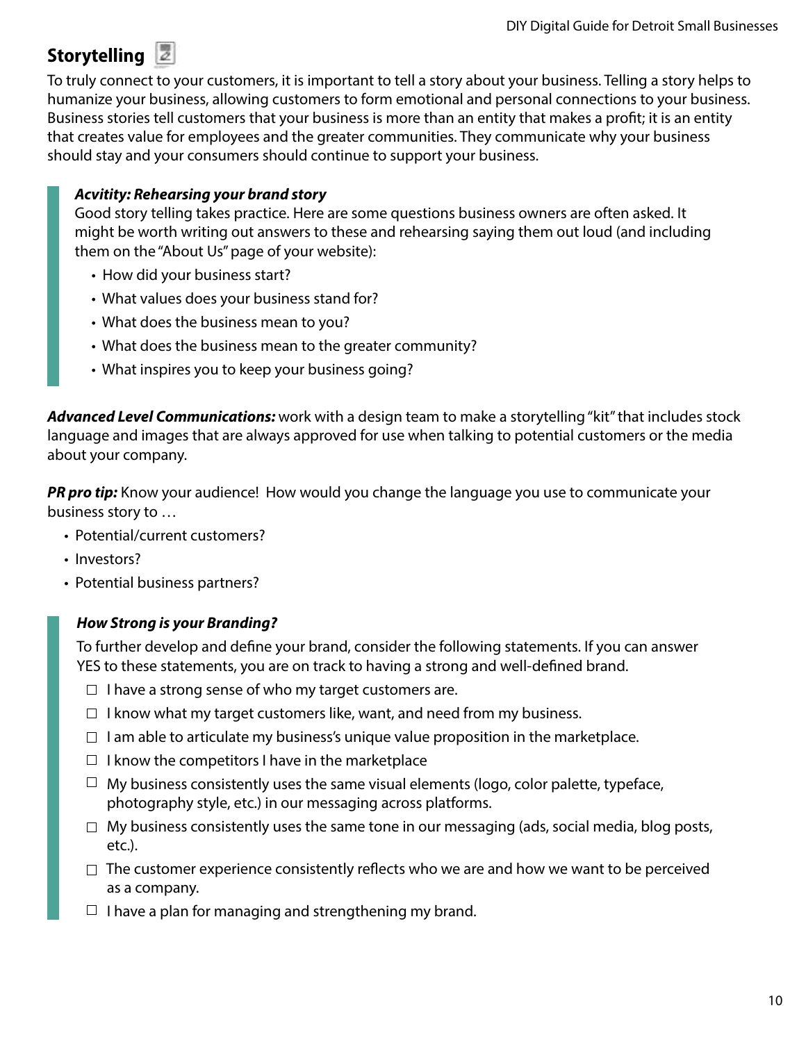## Storytelling

To truly connect to your customers, it is important to tell a story about your business. Telling a story helps to humanize your business, allowing customers to form emotional and personal connections to your business. Business stories tell customers that your business is more than an entity that makes a profit; it is an entity that creates value for employees and the greater communities. They communicate why your business should stay and your consumers should continue to support your business.

> ***Acvitity: Rehearsing your brand story***
>
> Good story telling takes practice. Here are some questions business owners are often asked. It might be worth writing out answers to these and rehearsing saying them out loud (and including them on the "About Us" page of your website):
>
> - How did your business start?
> - What values does your business stand for?
> - What does the business mean to you?
> - What does the business mean to the greater community?
> - What inspires you to keep your business going?

***Advanced Level Communications:*** work with a design team to make a storytelling "kit" that includes stock language and images that are always approved for use when talking to potential customers or the media about your company.

***PR pro tip:*** Know your audience! How would you change the language you use to communicate your business story to …

- Potential/current customers?
- Investors?
- Potential business partners?

> ***How Strong is your Branding?***
>
> To further develop and define your brand, consider the following statements. If you can answer YES to these statements, you are on track to having a strong and well-defined brand.
>
> - ☐ I have a strong sense of who my target customers are.
> - ☐ I know what my target customers like, want, and need from my business.
> - ☐ I am able to articulate my business's unique value proposition in the marketplace.
> - ☐ I know the competitors I have in the marketplace
> - ☐ My business consistently uses the same visual elements (logo, color palette, typeface, photography style, etc.) in our messaging across platforms.
> - ☐ My business consistently uses the same tone in our messaging (ads, social media, blog posts, etc.).
> - ☐ The customer experience consistently reflects who we are and how we want to be perceived as a company.
> - ☐ I have a plan for managing and strengthening my brand.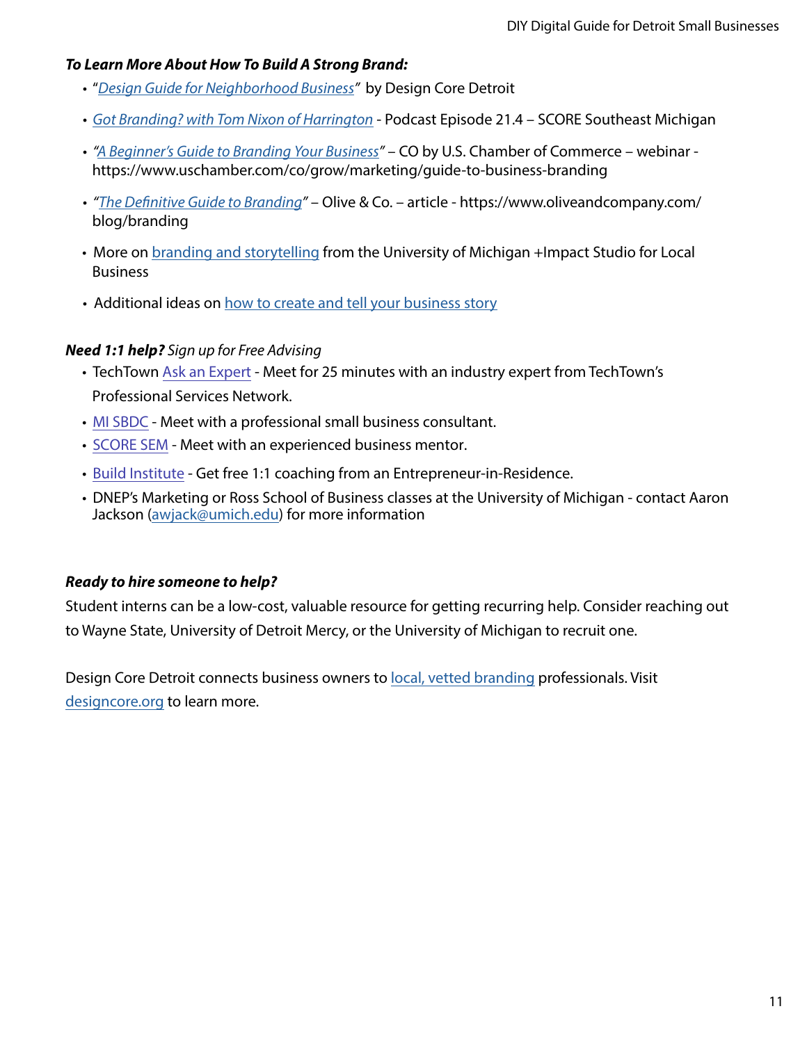***To Learn More About How To Build A Strong Brand:***

- "*Design Guide for Neighborhood Business*" by Design Core Detroit
- *Got Branding? with Tom Nixon of Harrington* - Podcast Episode 21.4 – SCORE Southeast Michigan
- *"A Beginner's Guide to Branding Your Business"* – CO by U.S. Chamber of Commerce – webinar - https://www.uschamber.com/co/grow/marketing/guide-to-business-branding
- *"The Definitive Guide to Branding"* – Olive & Co. – article - https://www.oliveandcompany.com/blog/branding
- More on branding and storytelling from the University of Michigan +Impact Studio for Local Business
- Additional ideas on how to create and tell your business story

***Need 1:1 help?*** *Sign up for Free Advising*

- TechTown Ask an Expert - Meet for 25 minutes with an industry expert from TechTown's Professional Services Network.
- MI SBDC - Meet with a professional small business consultant.
- SCORE SEM - Meet with an experienced business mentor.
- Build Institute - Get free 1:1 coaching from an Entrepreneur-in-Residence.
- DNEP's Marketing or Ross School of Business classes at the University of Michigan - contact Aaron Jackson (awjack@umich.edu) for more information

***Ready to hire someone to help?***

Student interns can be a low-cost, valuable resource for getting recurring help. Consider reaching out to Wayne State, University of Detroit Mercy, or the University of Michigan to recruit one.

Design Core Detroit connects business owners to local, vetted branding professionals. Visit designcore.org to learn more.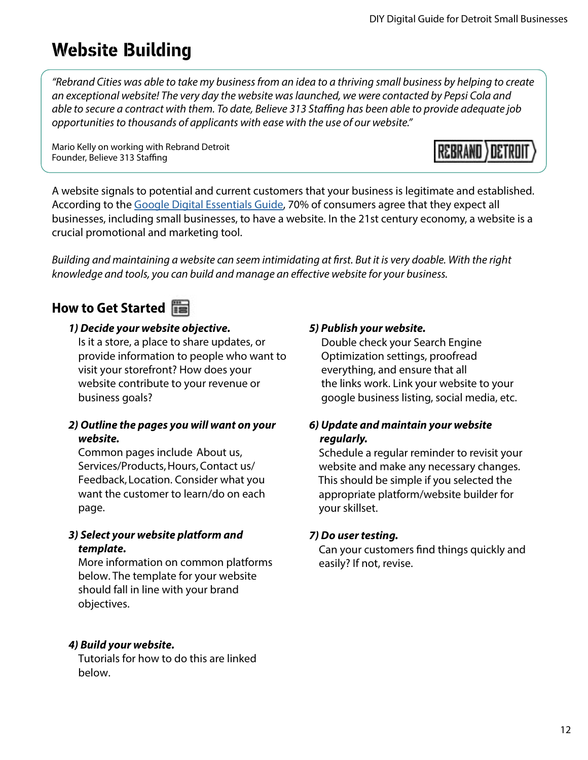# Website Building

> *"Rebrand Cities was able to take my business from an idea to a thriving small business by helping to create an exceptional website! The very day the website was launched, we were contacted by Pepsi Cola and able to secure a contract with them. To date, Believe 313 Staffing has been able to provide adequate job opportunities to thousands of applicants with ease with the use of our website."*
>
> Mario Kelly on working with Rebrand Detroit
> Founder, Believe 313 Staffing
>
> REBRAND DETROIT

A website signals to potential and current customers that your business is legitimate and established. According to the Google Digital Essentials Guide, 70% of consumers agree that they expect all businesses, including small businesses, to have a website. In the 21st century economy, a website is a crucial promotional and marketing tool.

*Building and maintaining a website can seem intimidating at first. But it is very doable. With the right knowledge and tools, you can build and manage an effective website for your business.*

## How to Get Started

***1) Decide your website objective.***
Is it a store, a place to share updates, or provide information to people who want to visit your storefront? How does your website contribute to your revenue or business goals?

***2) Outline the pages you will want on your website.***
Common pages include About us, Services/Products, Hours, Contact us/ Feedback, Location. Consider what you want the customer to learn/do on each page.

***3) Select your website platform and template.***
More information on common platforms below. The template for your website should fall in line with your brand objectives.

***4) Build your website.***
Tutorials for how to do this are linked below.

***5) Publish your website.***
Double check your Search Engine Optimization settings, proofread everything, and ensure that all the links work. Link your website to your google business listing, social media, etc.

***6) Update and maintain your website regularly.***
Schedule a regular reminder to revisit your website and make any necessary changes. This should be simple if you selected the appropriate platform/website builder for your skillset.

***7) Do user testing.***
Can your customers find things quickly and easily? If not, revise.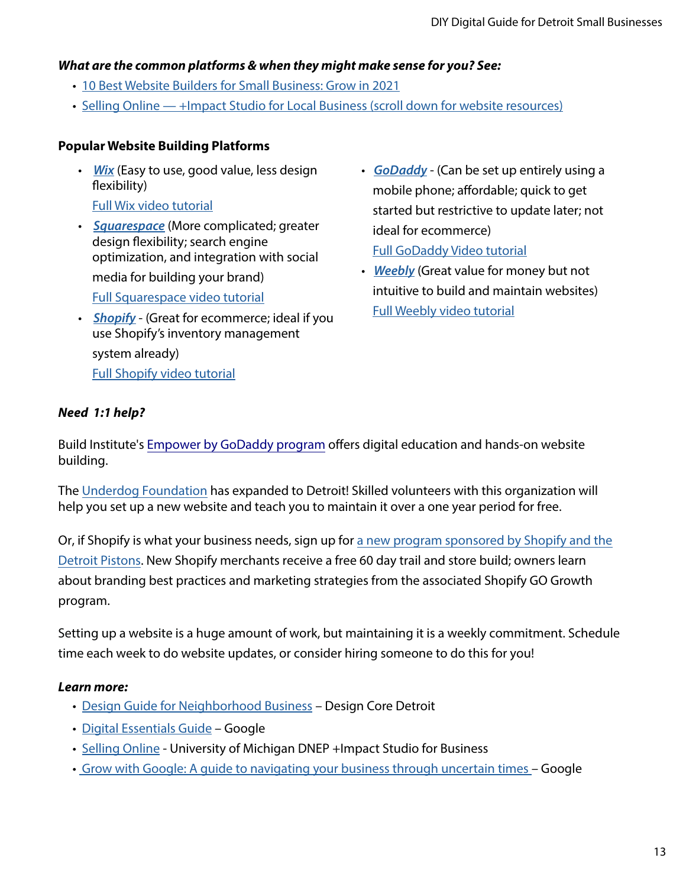***What are the common platforms & when they might make sense for you? See:***

- 10 Best Website Builders for Small Business: Grow in 2021
- Selling Online — +Impact Studio for Local Business (scroll down for website resources)

**Popular Website Building Platforms**

- ***Wix*** (Easy to use, good value, less design flexibility)
  Full Wix video tutorial
- ***Squarespace*** (More complicated; greater design flexibility; search engine optimization, and integration with social media for building your brand)
  Full Squarespace video tutorial
- ***Shopify*** - (Great for ecommerce; ideal if you use Shopify's inventory management system already)
  Full Shopify video tutorial
- ***GoDaddy*** - (Can be set up entirely using a mobile phone; affordable; quick to get started but restrictive to update later; not ideal for ecommerce)
  Full GoDaddy Video tutorial
- ***Weebly*** (Great value for money but not intuitive to build and maintain websites)
  Full Weebly video tutorial

***Need 1:1 help?***

Build Institute's Empower by GoDaddy program offers digital education and hands-on website building.

The Underdog Foundation has expanded to Detroit! Skilled volunteers with this organization will help you set up a new website and teach you to maintain it over a one year period for free.

Or, if Shopify is what your business needs, sign up for a new program sponsored by Shopify and the Detroit Pistons. New Shopify merchants receive a free 60 day trail and store build; owners learn about branding best practices and marketing strategies from the associated Shopify GO Growth program.

Setting up a website is a huge amount of work, but maintaining it is a weekly commitment. Schedule time each week to do website updates, or consider hiring someone to do this for you!

***Learn more:***

- Design Guide for Neighborhood Business – Design Core Detroit
- Digital Essentials Guide – Google
- Selling Online - University of Michigan DNEP +Impact Studio for Business
- Grow with Google: A guide to navigating your business through uncertain times – Google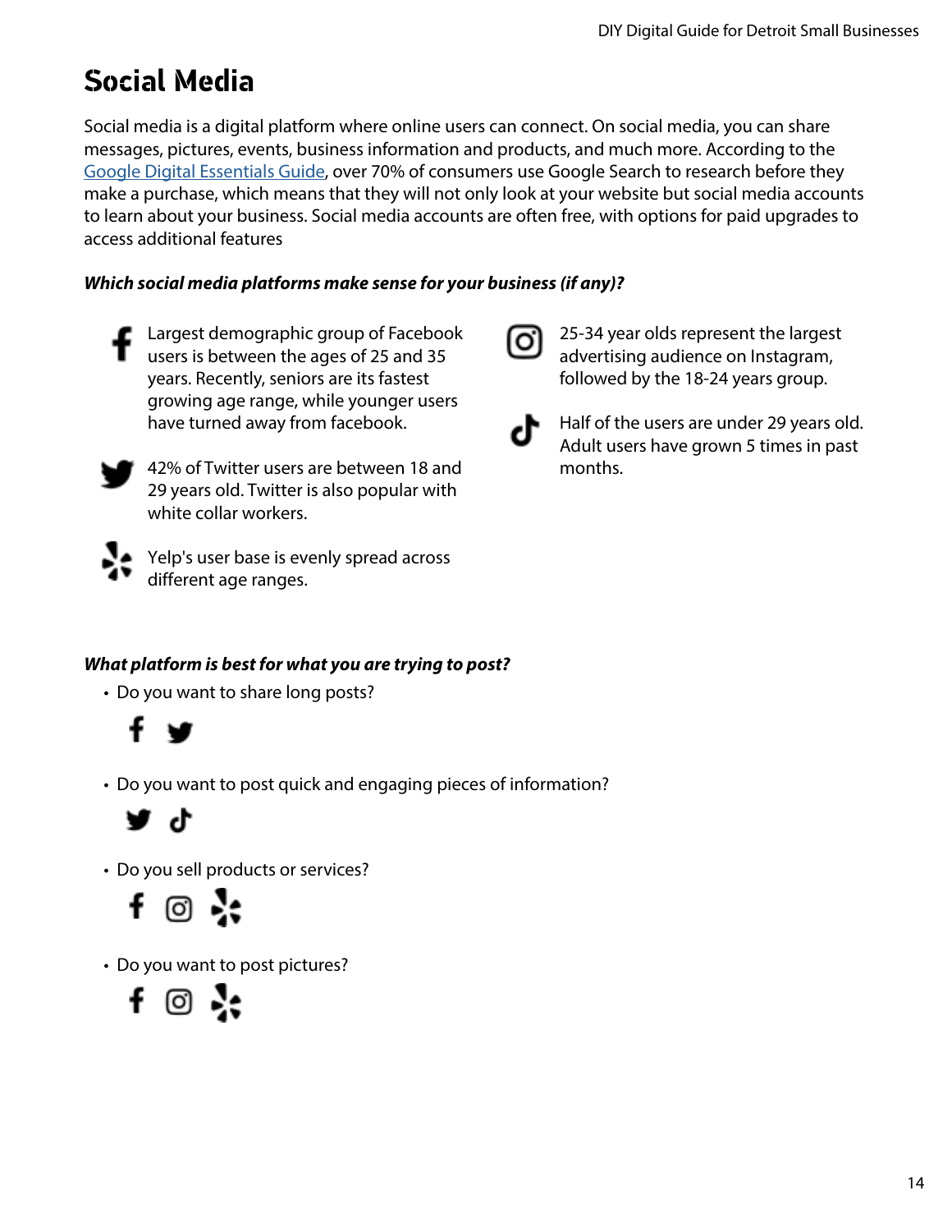# Social Media

Social media is a digital platform where online users can connect. On social media, you can share messages, pictures, events, business information and products, and much more. According to the [Google Digital Essentials Guide](), over 70% of consumers use Google Search to research before they make a purchase, which means that they will not only look at your website but social media accounts to learn about your business. Social media accounts are often free, with options for paid upgrades to access additional features

***Which social media platforms make sense for your business (if any)?***

- **Facebook:** Largest demographic group of Facebook users is between the ages of 25 and 35 years. Recently, seniors are its fastest growing age range, while younger users have turned away from facebook.
- **Twitter:** 42% of Twitter users are between 18 and 29 years old. Twitter is also popular with white collar workers.
- **Yelp:** Yelp's user base is evenly spread across different age ranges.
- **Instagram:** 25-34 year olds represent the largest advertising audience on Instagram, followed by the 18-24 years group.
- **TikTok:** Half of the users are under 29 years old. Adult users have grown 5 times in past months.

***What platform is best for what you are trying to post?***

- Do you want to share long posts?
  - Facebook, Twitter
- Do you want to post quick and engaging pieces of information?
  - Twitter, TikTok
- Do you sell products or services?
  - Facebook, Instagram, Yelp
- Do you want to post pictures?
  - Facebook, Instagram, Yelp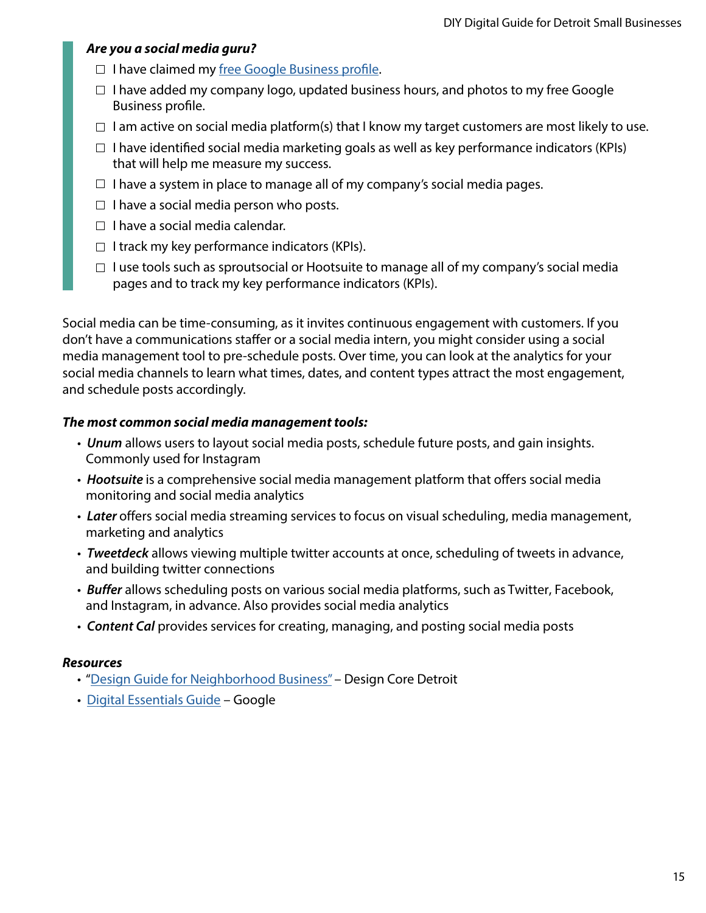***Are you a social media guru?***

- ☐ I have claimed my [free Google Business profile](#).
- ☐ I have added my company logo, updated business hours, and photos to my free Google Business profile.
- ☐ I am active on social media platform(s) that I know my target customers are most likely to use.
- ☐ I have identified social media marketing goals as well as key performance indicators (KPIs) that will help me measure my success.
- ☐ I have a system in place to manage all of my company's social media pages.
- ☐ I have a social media person who posts.
- ☐ I have a social media calendar.
- ☐ I track my key performance indicators (KPIs).
- ☐ I use tools such as sproutsocial or Hootsuite to manage all of my company's social media pages and to track my key performance indicators (KPIs).

Social media can be time-consuming, as it invites continuous engagement with customers. If you don't have a communications staffer or a social media intern, you might consider using a social media management tool to pre-schedule posts. Over time, you can look at the analytics for your social media channels to learn what times, dates, and content types attract the most engagement, and schedule posts accordingly.

***The most common social media management tools:***

- ***Unum*** allows users to layout social media posts, schedule future posts, and gain insights. Commonly used for Instagram
- ***Hootsuite*** is a comprehensive social media management platform that offers social media monitoring and social media analytics
- ***Later*** offers social media streaming services to focus on visual scheduling, media management, marketing and analytics
- ***Tweetdeck*** allows viewing multiple twitter accounts at once, scheduling of tweets in advance, and building twitter connections
- ***Buffer*** allows scheduling posts on various social media platforms, such as Twitter, Facebook, and Instagram, in advance. Also provides social media analytics
- ***Content Cal*** provides services for creating, managing, and posting social media posts

***Resources***

- "[Design Guide for Neighborhood Business"](#) – Design Core Detroit
- [Digital Essentials Guide](#) – Google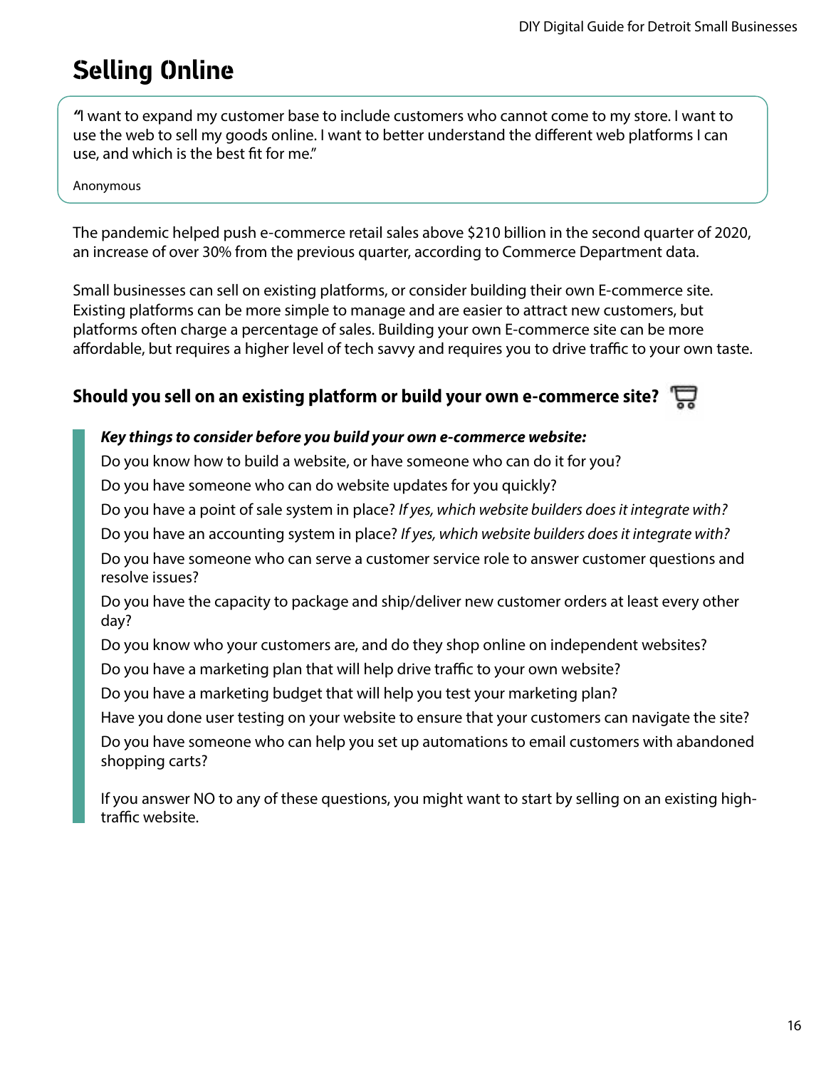# Selling Online

> "I want to expand my customer base to include customers who cannot come to my store. I want to use the web to sell my goods online. I want to better understand the different web platforms I can use, and which is the best fit for me."
>
> Anonymous

The pandemic helped push e-commerce retail sales above $210 billion in the second quarter of 2020, an increase of over 30% from the previous quarter, according to Commerce Department data.

Small businesses can sell on existing platforms, or consider building their own E-commerce site. Existing platforms can be more simple to manage and are easier to attract new customers, but platforms often charge a percentage of sales. Building your own E-commerce site can be more affordable, but requires a higher level of tech savvy and requires you to drive traffic to your own taste.

## Should you sell on an existing platform or build your own e-commerce site?

***Key things to consider before you build your own e-commerce website:***

Do you know how to build a website, or have someone who can do it for you?

Do you have someone who can do website updates for you quickly?

Do you have a point of sale system in place? *If yes, which website builders does it integrate with?*

Do you have an accounting system in place? *If yes, which website builders does it integrate with?*

Do you have someone who can serve a customer service role to answer customer questions and resolve issues?

Do you have the capacity to package and ship/deliver new customer orders at least every other day?

Do you know who your customers are, and do they shop online on independent websites?

Do you have a marketing plan that will help drive traffic to your own website?

Do you have a marketing budget that will help you test your marketing plan?

Have you done user testing on your website to ensure that your customers can navigate the site?

Do you have someone who can help you set up automations to email customers with abandoned shopping carts?

If you answer NO to any of these questions, you might want to start by selling on an existing high-traffic website.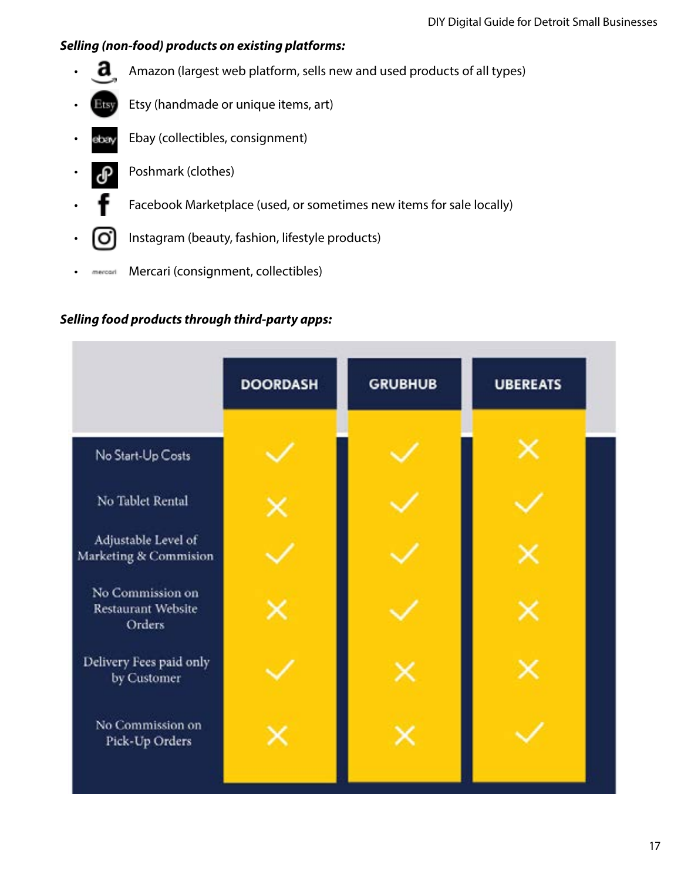***Selling (non-food) products on existing platforms:***

- Amazon (largest web platform, sells new and used products of all types)
- Etsy (handmade or unique items, art)
- Ebay (collectibles, consignment)
- Poshmark (clothes)
- Facebook Marketplace (used, or sometimes new items for sale locally)
- Instagram (beauty, fashion, lifestyle products)
- Mercari (consignment, collectibles)

***Selling food products through third-party apps:***

| | DOORDASH | GRUBHUB | UBEREATS |
|---|---|---|---|
| No Start-Up Costs | ✓ | ✓ | ✗ |
| No Tablet Rental | ✗ | ✓ | ✓ |
| Adjustable Level of Marketing & Commision | ✓ | ✓ | ✗ |
| No Commission on Restaurant Website Orders | ✗ | ✓ | ✗ |
| Delivery Fees paid only by Customer | ✓ | ✗ | ✗ |
| No Commission on Pick-Up Orders | ✗ | ✗ | ✓ |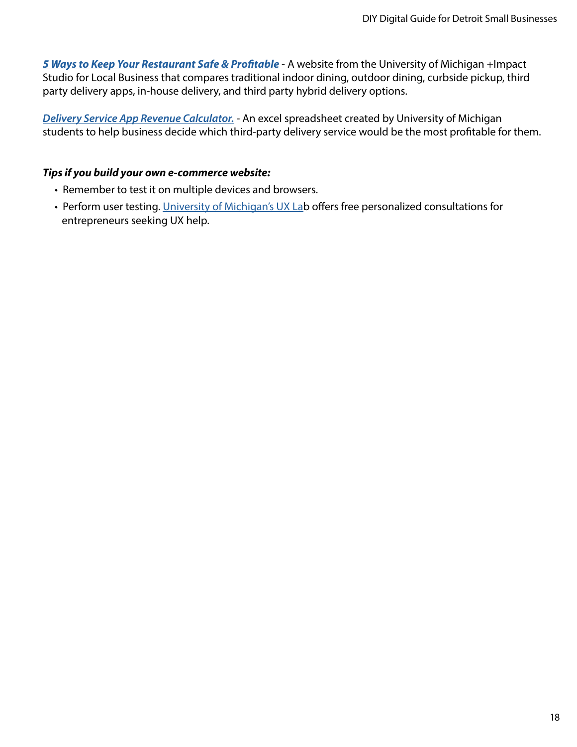***5 Ways to Keep Your Restaurant Safe & Profitable*** - A website from the University of Michigan +Impact Studio for Local Business that compares traditional indoor dining, outdoor dining, curbside pickup, third party delivery apps, in-house delivery, and third party hybrid delivery options.

***Delivery Service App Revenue Calculator.*** - An excel spreadsheet created by University of Michigan students to help business decide which third-party delivery service would be the most profitable for them.

***Tips if you build your own e-commerce website:***

- Remember to test it on multiple devices and browsers.
- Perform user testing. University of Michigan's UX Lab offers free personalized consultations for entrepreneurs seeking UX help.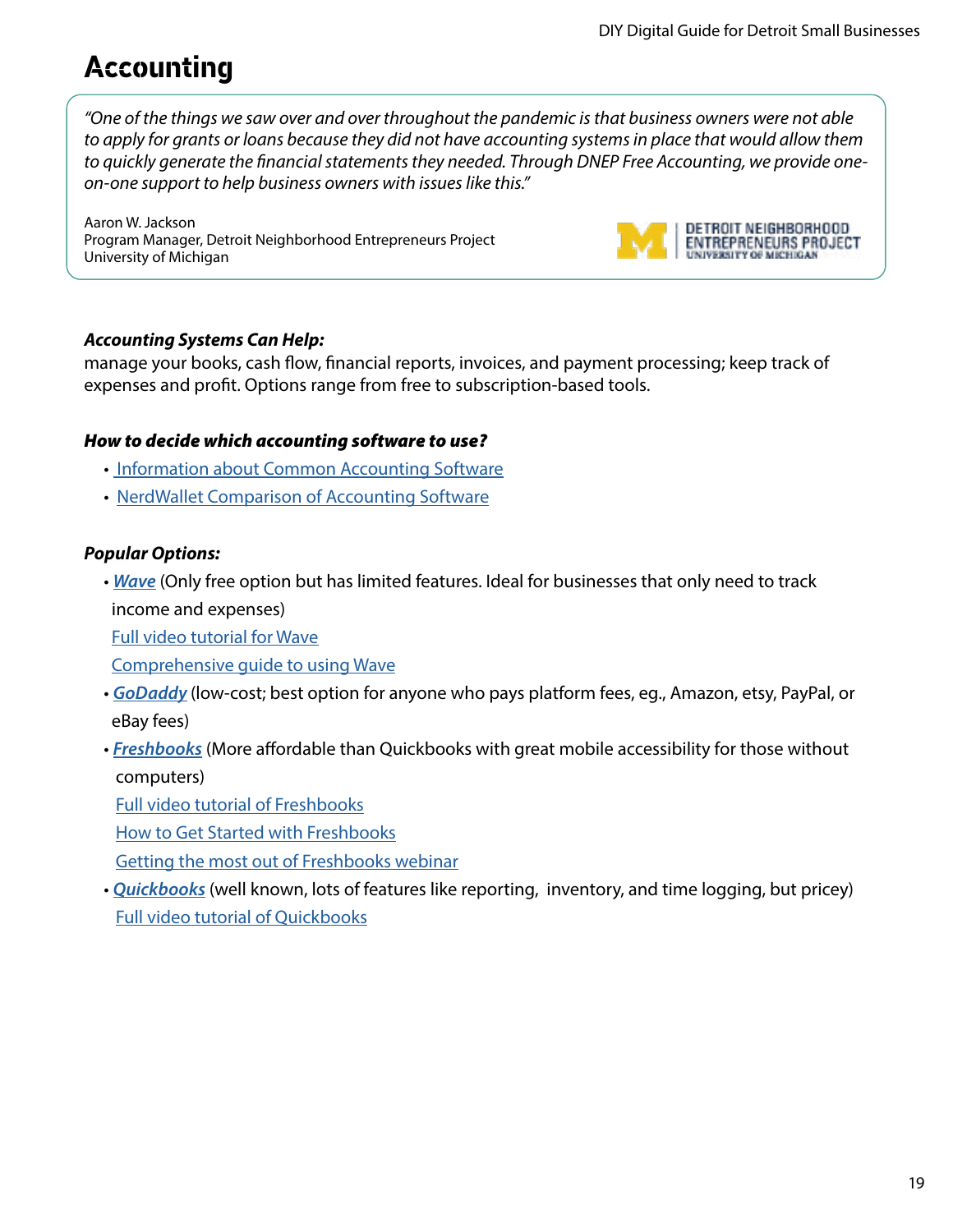// Accounting

> *"One of the things we saw over and over throughout the pandemic is that business owners were not able to apply for grants or loans because they did not have accounting systems in place that would allow them to quickly generate the financial statements they needed. Through DNEP Free Accounting, we provide one-on-one support to help business owners with issues like this."*
>
> Aaron W. Jackson
> Program Manager, Detroit Neighborhood Entrepreneurs Project
> University of Michigan
>
> DETROIT NEIGHBORHOOD ENTREPRENEURS PROJECT
> UNIVERSITY OF MICHIGAN

***Accounting Systems Can Help:***
manage your books, cash flow, financial reports, invoices, and payment processing; keep track of expenses and profit. Options range from free to subscription-based tools.

***How to decide which accounting software to use?***

- Information about Common Accounting Software
- NerdWallet Comparison of Accounting Software

***Popular Options:***

- ***Wave*** (Only free option but has limited features. Ideal for businesses that only need to track income and expenses)
  Full video tutorial for Wave
  Comprehensive guide to using Wave
- ***GoDaddy*** (low-cost; best option for anyone who pays platform fees, eg., Amazon, etsy, PayPal, or eBay fees)
- ***Freshbooks*** (More affordable than Quickbooks with great mobile accessibility for those without computers)
  Full video tutorial of Freshbooks
  How to Get Started with Freshbooks
  Getting the most out of Freshbooks webinar
- ***Quickbooks*** (well known, lots of features like reporting, inventory, and time logging, but pricey)
  Full video tutorial of Quickbooks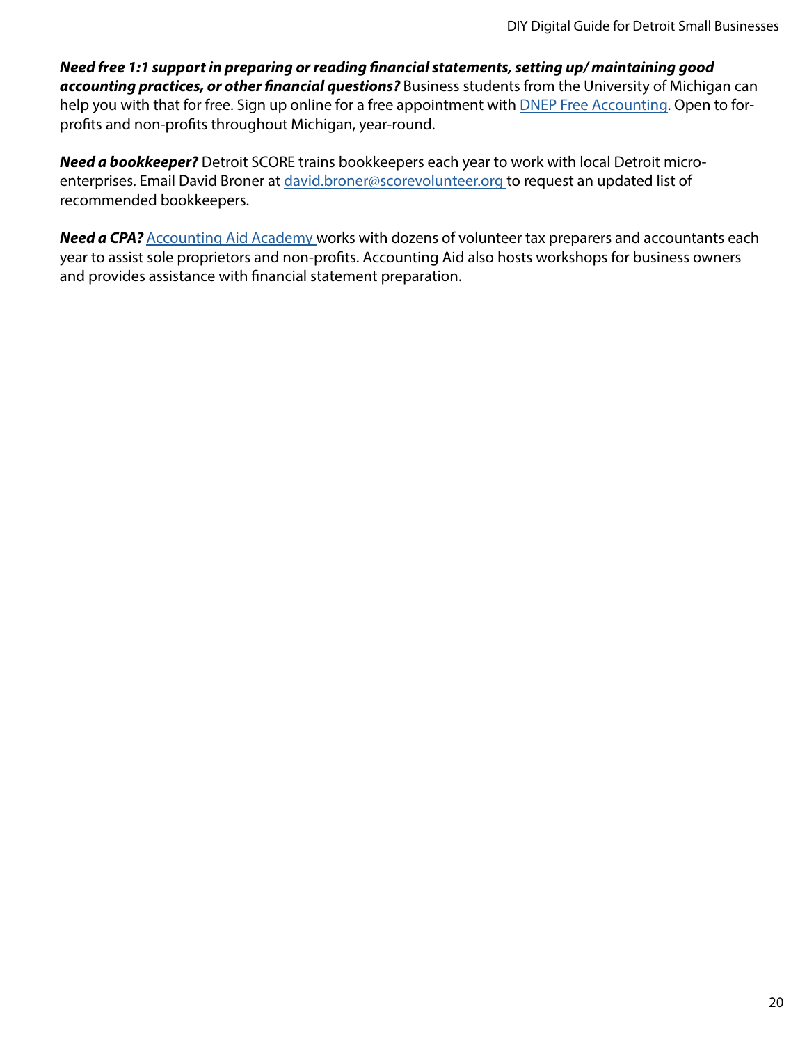***Need free 1:1 support in preparing or reading financial statements, setting up/ maintaining good accounting practices, or other financial questions?*** Business students from the University of Michigan can help you with that for free. Sign up online for a free appointment with DNEP Free Accounting. Open to for-profits and non-profits throughout Michigan, year-round.

***Need a bookkeeper?*** Detroit SCORE trains bookkeepers each year to work with local Detroit micro-enterprises. Email David Broner at david.broner@scorevolunteer.org to request an updated list of recommended bookkeepers.

***Need a CPA?*** Accounting Aid Academy works with dozens of volunteer tax preparers and accountants each year to assist sole proprietors and non-profits. Accounting Aid also hosts workshops for business owners and provides assistance with financial statement preparation.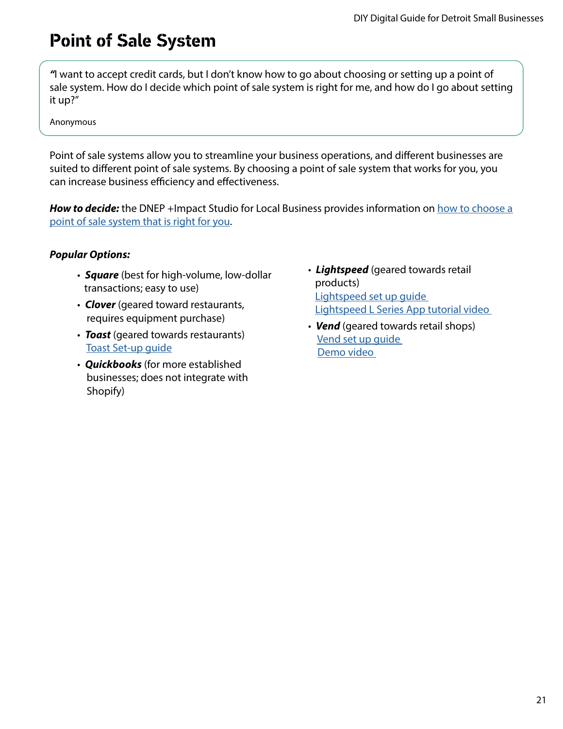# Point of Sale System

> *"*I want to accept credit cards, but I don't know how to go about choosing or setting up a point of sale system. How do I decide which point of sale system is right for me, and how do I go about setting it up?"
>
> Anonymous

Point of sale systems allow you to streamline your business operations, and different businesses are suited to different point of sale systems. By choosing a point of sale system that works for you, you can increase business efficiency and effectiveness.

***How to decide:*** the DNEP +Impact Studio for Local Business provides information on how to choose a point of sale system that is right for you.

***Popular Options:***

- ***Square*** (best for high-volume, low-dollar transactions; easy to use)
- ***Clover*** (geared toward restaurants, requires equipment purchase)
- ***Toast*** (geared towards restaurants)
  Toast Set-up guide
- ***Quickbooks*** (for more established businesses; does not integrate with Shopify)
- ***Lightspeed*** (geared towards retail products)
  Lightspeed set up guide
  Lightspeed L Series App tutorial video
- ***Vend*** (geared towards retail shops)
  Vend set up guide
  Demo video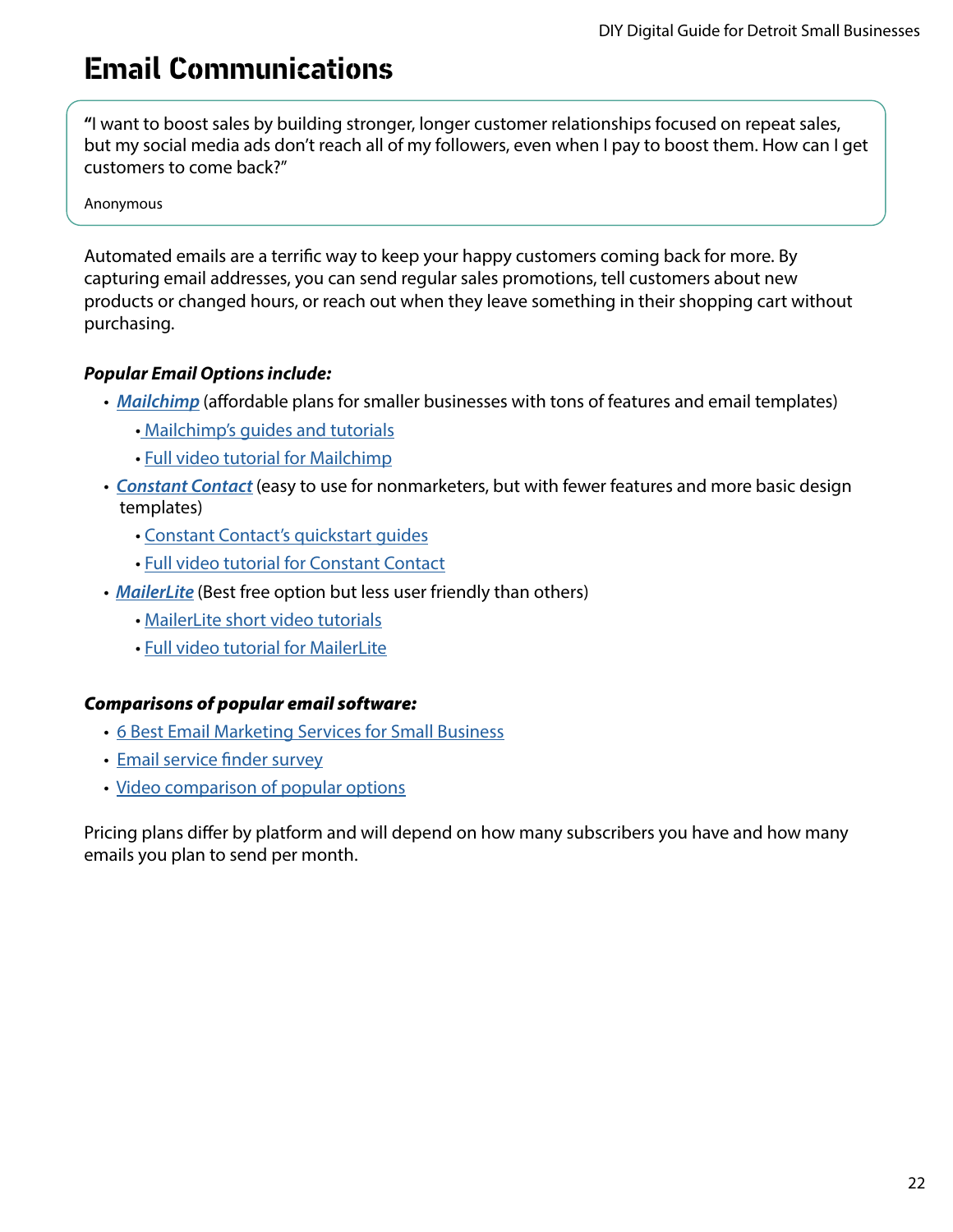# Email Communications

> "I want to boost sales by building stronger, longer customer relationships focused on repeat sales, but my social media ads don't reach all of my followers, even when I pay to boost them. How can I get customers to come back?"
>
> Anonymous

Automated emails are a terrific way to keep your happy customers coming back for more. By capturing email addresses, you can send regular sales promotions, tell customers about new products or changed hours, or reach out when they leave something in their shopping cart without purchasing.

***Popular Email Options include:***

- ***Mailchimp*** (affordable plans for smaller businesses with tons of features and email templates)
  - Mailchimp's guides and tutorials
  - Full video tutorial for Mailchimp
- ***Constant Contact*** (easy to use for nonmarketers, but with fewer features and more basic design templates)
  - Constant Contact's quickstart guides
  - Full video tutorial for Constant Contact
- ***MailerLite*** (Best free option but less user friendly than others)
  - MailerLite short video tutorials
  - Full video tutorial for MailerLite

***Comparisons of popular email software:***

- 6 Best Email Marketing Services for Small Business
- Email service finder survey
- Video comparison of popular options

Pricing plans differ by platform and will depend on how many subscribers you have and how many emails you plan to send per month.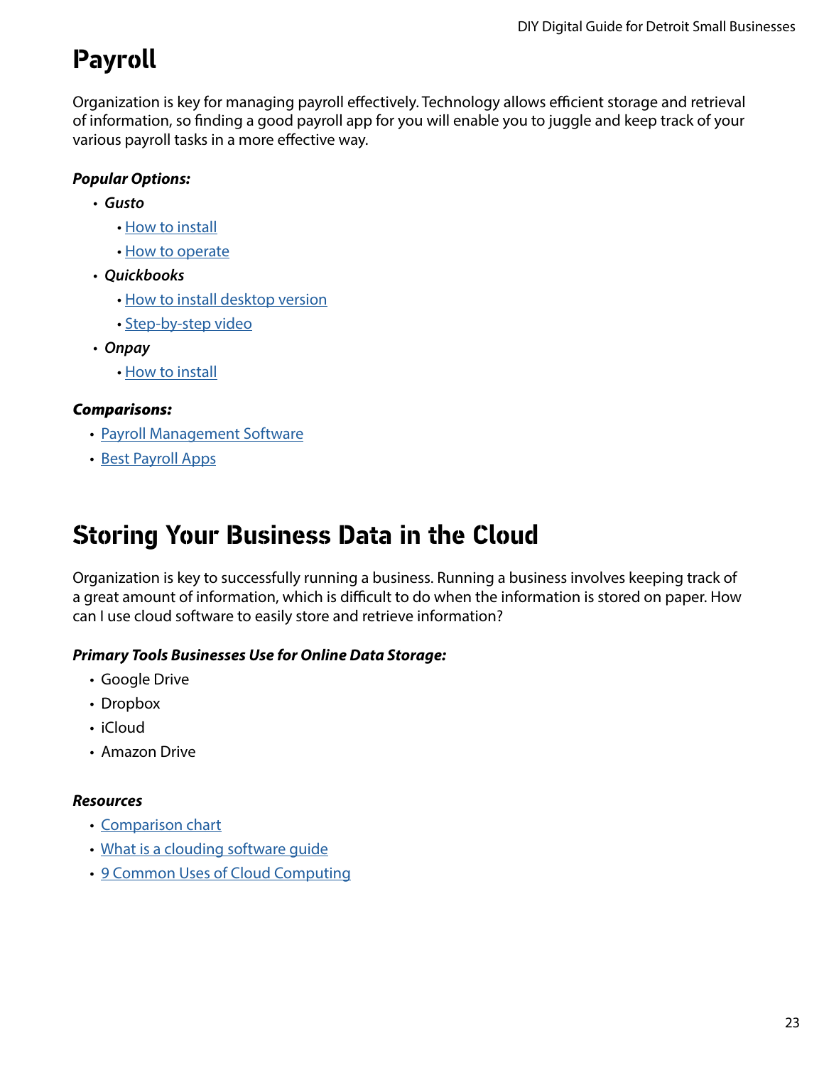# Payroll

Organization is key for managing payroll effectively. Technology allows efficient storage and retrieval of information, so finding a good payroll app for you will enable you to juggle and keep track of your various payroll tasks in a more effective way.

***Popular Options:***

- ***Gusto***
  - How to install
  - How to operate
- ***Quickbooks***
  - How to install desktop version
  - Step-by-step video
- ***Onpay***
  - How to install

***Comparisons:***

- Payroll Management Software
- Best Payroll Apps

# Storing Your Business Data in the Cloud

Organization is key to successfully running a business. Running a business involves keeping track of a great amount of information, which is difficult to do when the information is stored on paper. How can I use cloud software to easily store and retrieve information?

***Primary Tools Businesses Use for Online Data Storage:***

- Google Drive
- Dropbox
- iCloud
- Amazon Drive

***Resources***

- Comparison chart
- What is a clouding software guide
- 9 Common Uses of Cloud Computing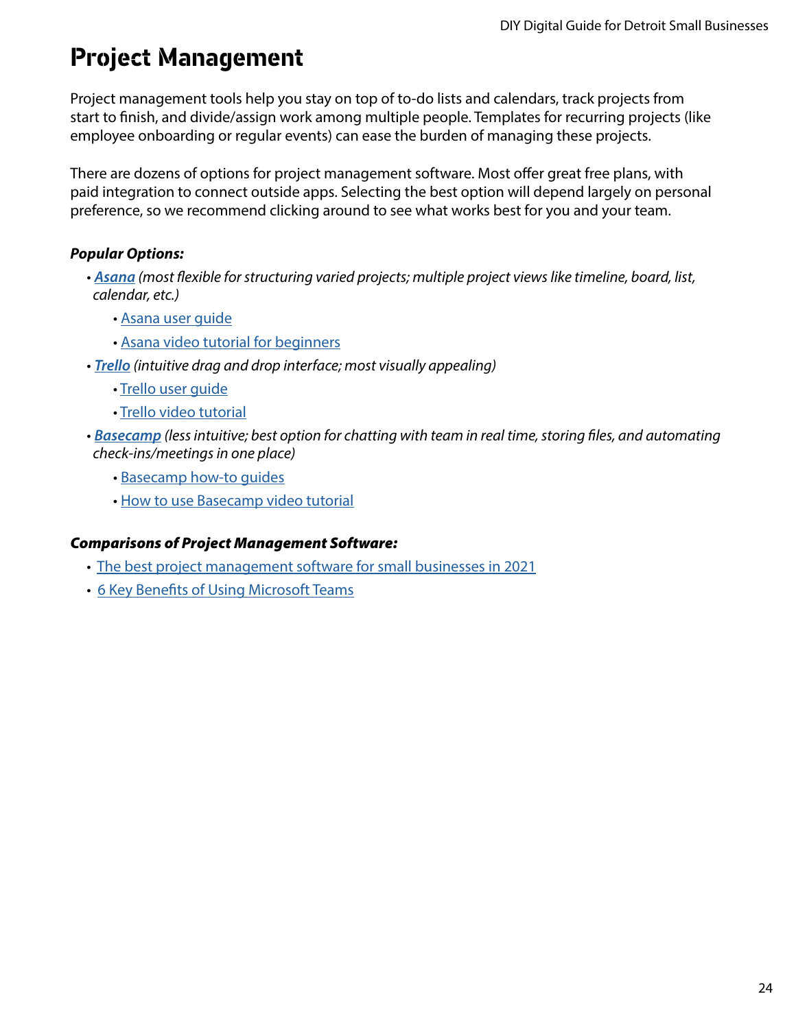# Project Management

Project management tools help you stay on top of to-do lists and calendars, track projects from start to finish, and divide/assign work among multiple people. Templates for recurring projects (like employee onboarding or regular events) can ease the burden of managing these projects.

There are dozens of options for project management software. Most offer great free plans, with paid integration to connect outside apps. Selecting the best option will depend largely on personal preference, so we recommend clicking around to see what works best for you and your team.

***Popular Options:***

- ***Asana*** *(most flexible for structuring varied projects; multiple project views like timeline, board, list, calendar, etc.)*
  - Asana user guide
  - Asana video tutorial for beginners
- ***Trello*** *(intuitive drag and drop interface; most visually appealing)*
  - Trello user guide
  - Trello video tutorial
- ***Basecamp*** *(less intuitive; best option for chatting with team in real time, storing files, and automating check-ins/meetings in one place)*
  - Basecamp how-to guides
  - How to use Basecamp video tutorial

***Comparisons of Project Management Software:***

- The best project management software for small businesses in 2021
- 6 Key Benefits of Using Microsoft Teams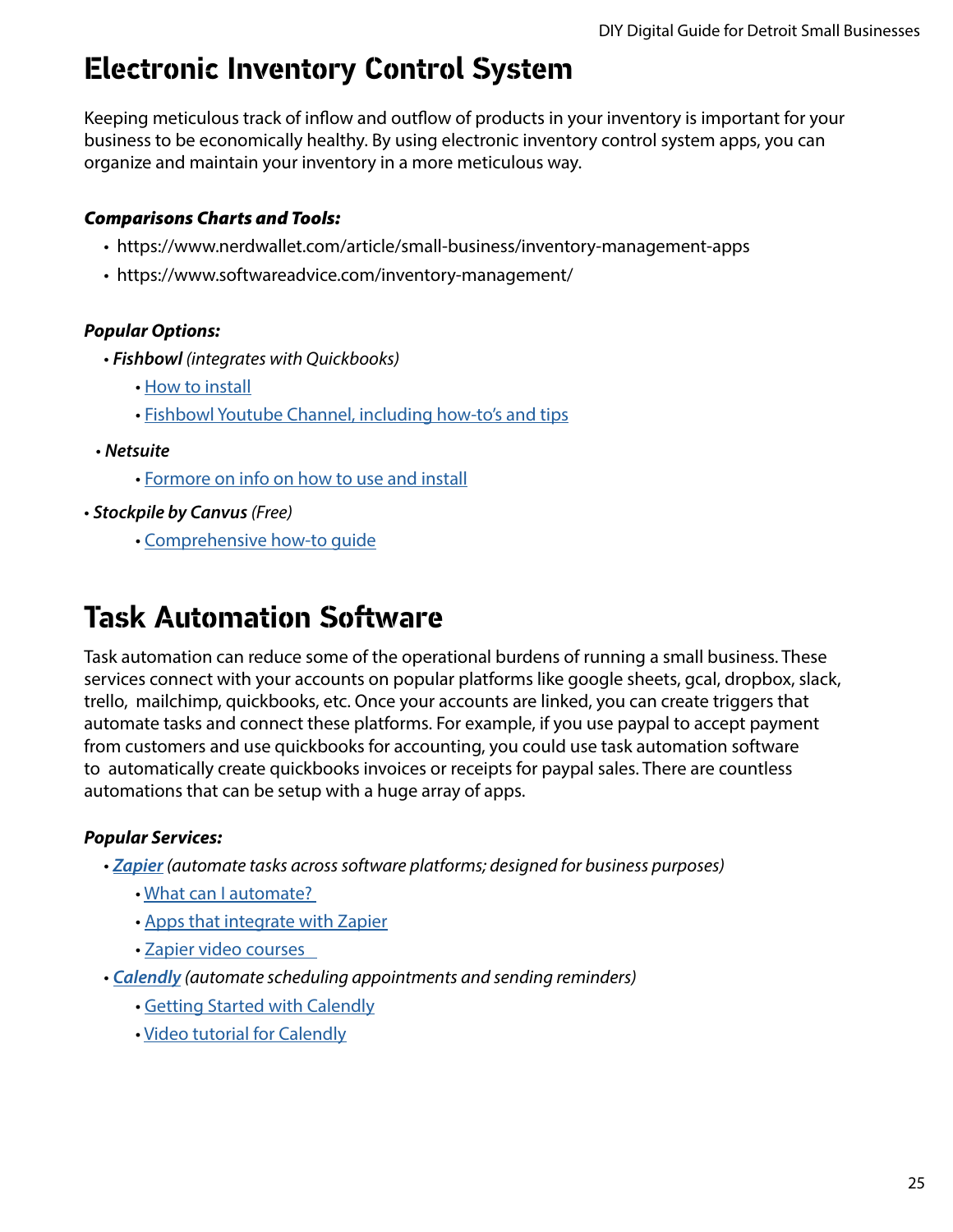# Electronic Inventory Control System

Keeping meticulous track of inflow and outflow of products in your inventory is important for your business to be economically healthy. By using electronic inventory control system apps, you can organize and maintain your inventory in a more meticulous way.

***Comparisons Charts and Tools:***

- https://www.nerdwallet.com/article/small-business/inventory-management-apps
- https://www.softwareadvice.com/inventory-management/

***Popular Options:***

- ***Fishbowl*** *(integrates with Quickbooks)*
  - How to install
  - Fishbowl Youtube Channel, including how-to's and tips
- ***Netsuite***
  - Formore on info on how to use and install
- ***Stockpile by Canvus*** *(Free)*
  - Comprehensive how-to guide

# Task Automation Software

Task automation can reduce some of the operational burdens of running a small business. These services connect with your accounts on popular platforms like google sheets, gcal, dropbox, slack, trello, mailchimp, quickbooks, etc. Once your accounts are linked, you can create triggers that automate tasks and connect these platforms. For example, if you use paypal to accept payment from customers and use quickbooks for accounting, you could use task automation software to automatically create quickbooks invoices or receipts for paypal sales. There are countless automations that can be setup with a huge array of apps.

***Popular Services:***

- ***Zapier*** *(automate tasks across software platforms; designed for business purposes)*
  - What can I automate?
  - Apps that integrate with Zapier
  - Zapier video courses
- ***Calendly*** *(automate scheduling appointments and sending reminders)*
  - Getting Started with Calendly
  - Video tutorial for Calendly